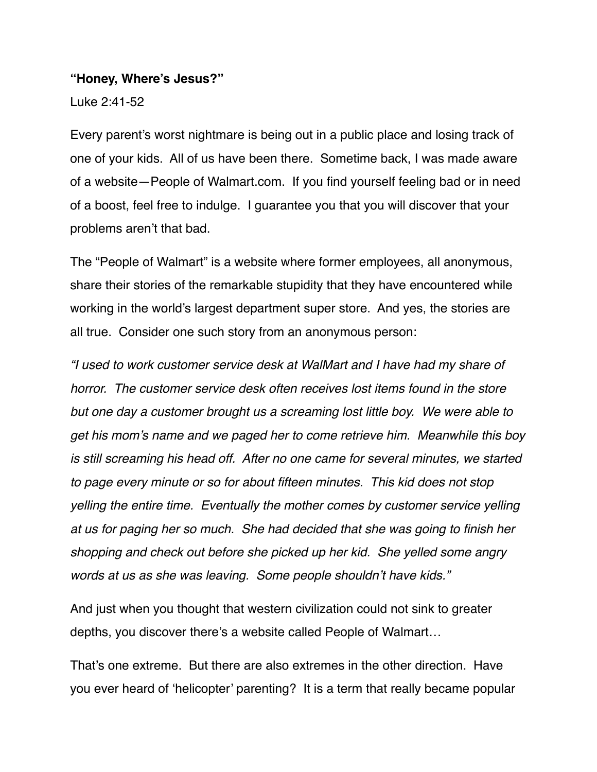**“Honey, Where’s Jesus?”**

Luke 2:41-52

Every parent’s worst nightmare is being out in a public place and losing track of one of your kids. All of us have been there. Sometime back, I was made aware of a website—People of Walmart.com. If you find yourself feeling bad or in need of a boost, feel free to indulge. I guarantee you that you will discover that your problems aren’t that bad.

The “People of Walmart” is a website where former employees, all anonymous, share their stories of the remarkable stupidity that they have encountered while working in the world’s largest department super store. And yes, the stories are all true. Consider one such story from an anonymous person:

*“I used to work customer service desk at WalMart and I have had my share of horror. The customer service desk often receives lost items found in the store but one day a customer brought us a screaming lost little boy. We were able to get his mom’s name and we paged her to come retrieve him. Meanwhile this boy is still screaming his head off. After no one came for several minutes, we started to page every minute or so for about fifteen minutes. This kid does not stop yelling the entire time. Eventually the mother comes by customer service yelling at us for paging her so much. She had decided that she was going to finish her shopping and check out before she picked up her kid. She yelled some angry words at us as she was leaving. Some people shouldn’t have kids.”*

And just when you thought that western civilization could not sink to greater depths, you discover there’s a website called People of Walmart…

That’s one extreme. But there are also extremes in the other direction. Have you ever heard of ‘helicopter’ parenting? It is a term that really became popular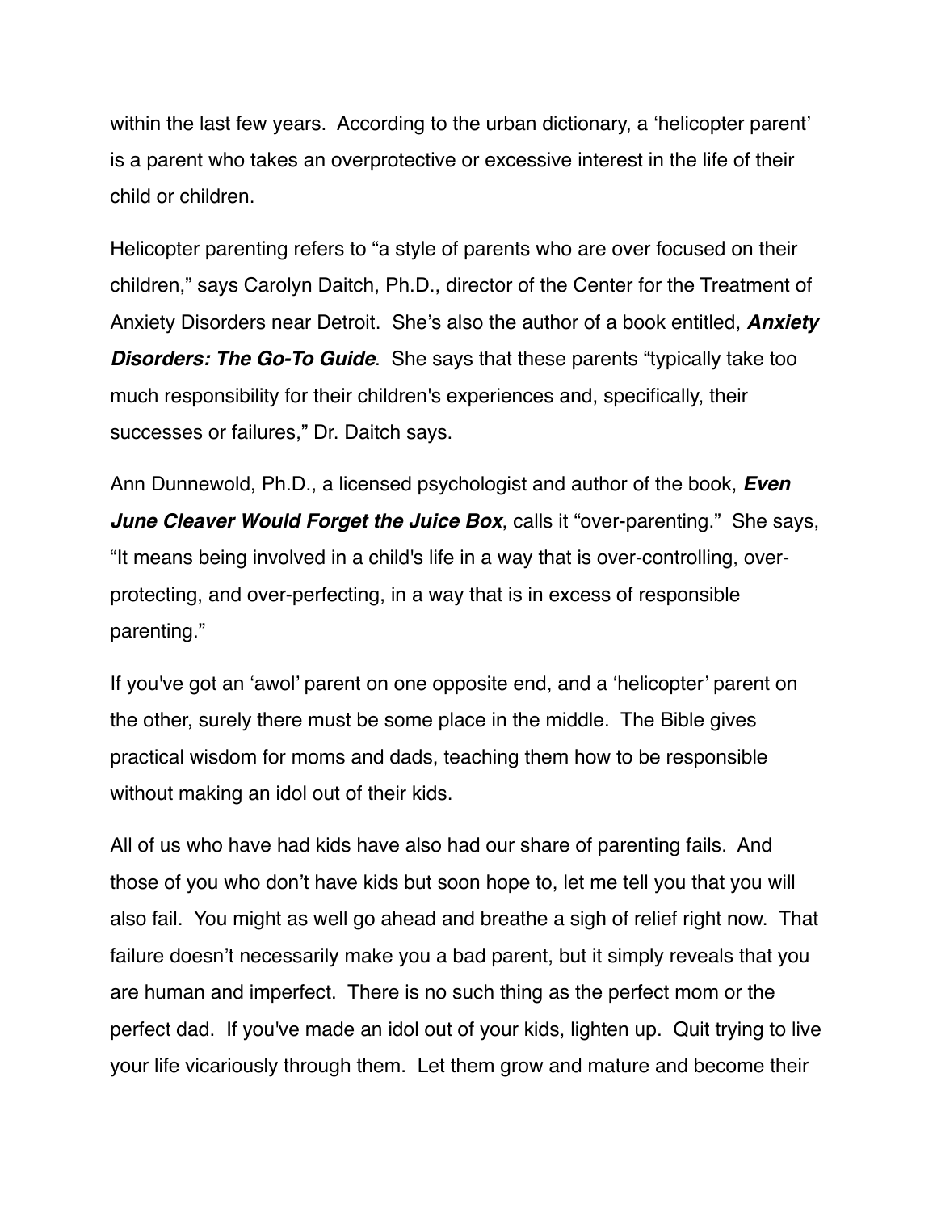within the last few years. According to the urban dictionary, a 'helicopter parent' is a parent who takes an overprotective or excessive interest in the life of their child or children.

Helicopter parenting refers to "a style of parents who are over focused on their children," says Carolyn Daitch, Ph.D., director of the Center for the Treatment of Anxiety Disorders near Detroit. She's also the author of a book entitled, ***Anxiety Disorders: The Go-To Guide***. She says that these parents "typically take too much responsibility for their children's experiences and, specifically, their successes or failures," Dr. Daitch says.

Ann Dunnewold, Ph.D., a licensed psychologist and author of the book, ***Even June Cleaver Would Forget the Juice Box***, calls it "over-parenting." She says, "It means being involved in a child's life in a way that is over-controlling, over-protecting, and over-perfecting, in a way that is in excess of responsible parenting."

If you've got an 'awol' parent on one opposite end, and a 'helicopter' parent on the other, surely there must be some place in the middle. The Bible gives practical wisdom for moms and dads, teaching them how to be responsible without making an idol out of their kids.

All of us who have had kids have also had our share of parenting fails. And those of you who don't have kids but soon hope to, let me tell you that you will also fail. You might as well go ahead and breathe a sigh of relief right now. That failure doesn't necessarily make you a bad parent, but it simply reveals that you are human and imperfect. There is no such thing as the perfect mom or the perfect dad. If you've made an idol out of your kids, lighten up. Quit trying to live your life vicariously through them. Let them grow and mature and become their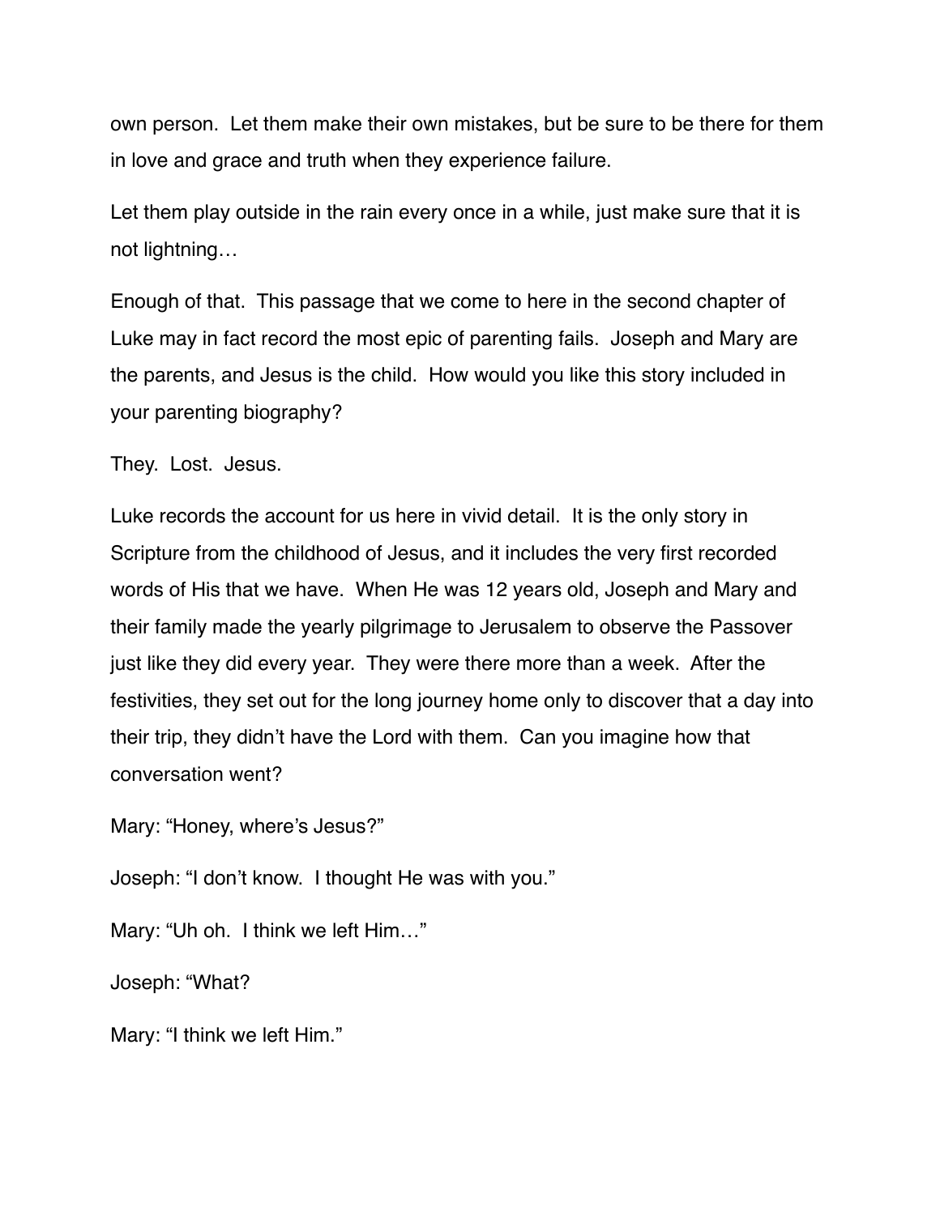own person.  Let them make their own mistakes, but be sure to be there for them in love and grace and truth when they experience failure.

Let them play outside in the rain every once in a while, just make sure that it is not lightning…

Enough of that.  This passage that we come to here in the second chapter of Luke may in fact record the most epic of parenting fails.  Joseph and Mary are the parents, and Jesus is the child.  How would you like this story included in your parenting biography?

They.  Lost.  Jesus.

Luke records the account for us here in vivid detail.  It is the only story in Scripture from the childhood of Jesus, and it includes the very first recorded words of His that we have.  When He was 12 years old, Joseph and Mary and their family made the yearly pilgrimage to Jerusalem to observe the Passover just like they did every year.  They were there more than a week.  After the festivities, they set out for the long journey home only to discover that a day into their trip, they didn't have the Lord with them.  Can you imagine how that conversation went?

Mary: "Honey, where's Jesus?"

Joseph: "I don't know.  I thought He was with you."

Mary: "Uh oh.  I think we left Him…"

Joseph: "What?

Mary: "I think we left Him."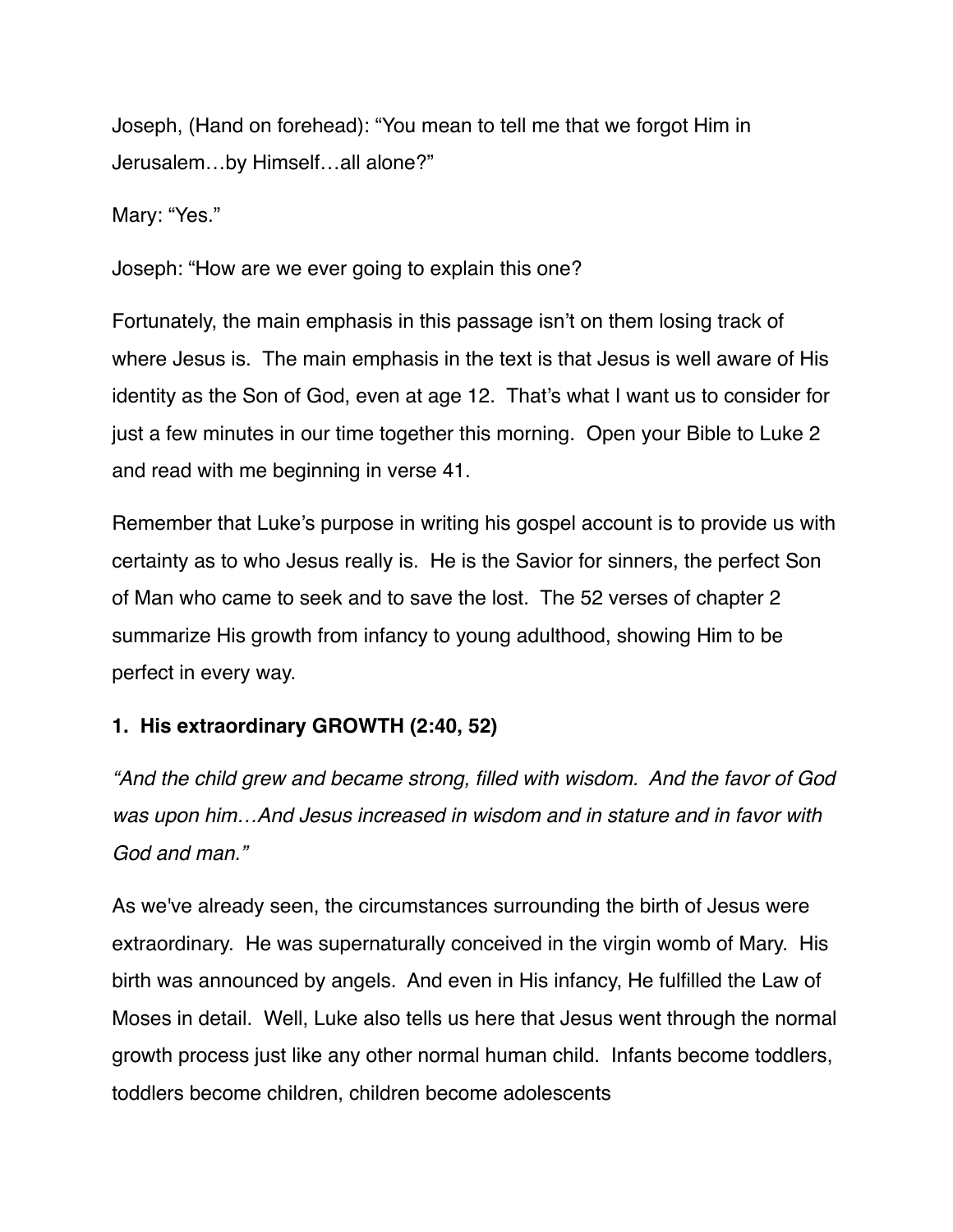Joseph, (Hand on forehead): "You mean to tell me that we forgot Him in Jerusalem…by Himself…all alone?"

Mary: "Yes."

Joseph: "How are we ever going to explain this one?

Fortunately, the main emphasis in this passage isn't on them losing track of where Jesus is. The main emphasis in the text is that Jesus is well aware of His identity as the Son of God, even at age 12. That's what I want us to consider for just a few minutes in our time together this morning. Open your Bible to Luke 2 and read with me beginning in verse 41.

Remember that Luke's purpose in writing his gospel account is to provide us with certainty as to who Jesus really is. He is the Savior for sinners, the perfect Son of Man who came to seek and to save the lost. The 52 verses of chapter 2 summarize His growth from infancy to young adulthood, showing Him to be perfect in every way.

**1. His extraordinary GROWTH (2:40, 52)**

*"And the child grew and became strong, filled with wisdom. And the favor of God was upon him…And Jesus increased in wisdom and in stature and in favor with God and man."*

As we've already seen, the circumstances surrounding the birth of Jesus were extraordinary. He was supernaturally conceived in the virgin womb of Mary. His birth was announced by angels. And even in His infancy, He fulfilled the Law of Moses in detail. Well, Luke also tells us here that Jesus went through the normal growth process just like any other normal human child. Infants become toddlers, toddlers become children, children become adolescents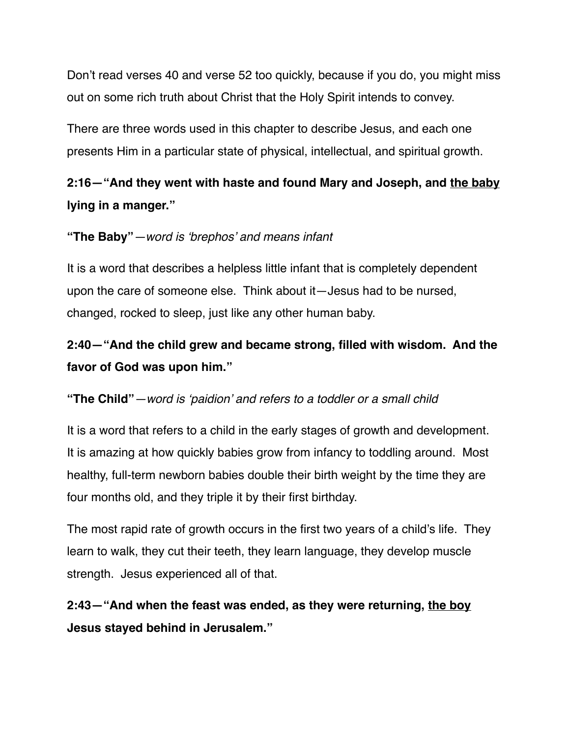Don't read verses 40 and verse 52 too quickly, because if you do, you might miss out on some rich truth about Christ that the Holy Spirit intends to convey.

There are three words used in this chapter to describe Jesus, and each one presents Him in a particular state of physical, intellectual, and spiritual growth.

**2:16—"And they went with haste and found Mary and Joseph, and <u>the baby</u> lying in a manger."**

**"The Baby"**—*word is 'brephos' and means infant*

It is a word that describes a helpless little infant that is completely dependent upon the care of someone else. Think about it—Jesus had to be nursed, changed, rocked to sleep, just like any other human baby.

**2:40—"And the child grew and became strong, filled with wisdom. And the favor of God was upon him."**

**"The Child"**—*word is 'paidion' and refers to a toddler or a small child*

It is a word that refers to a child in the early stages of growth and development. It is amazing at how quickly babies grow from infancy to toddling around. Most healthy, full-term newborn babies double their birth weight by the time they are four months old, and they triple it by their first birthday.

The most rapid rate of growth occurs in the first two years of a child's life. They learn to walk, they cut their teeth, they learn language, they develop muscle strength. Jesus experienced all of that.

**2:43—"And when the feast was ended, as they were returning, <u>the boy</u> Jesus stayed behind in Jerusalem."**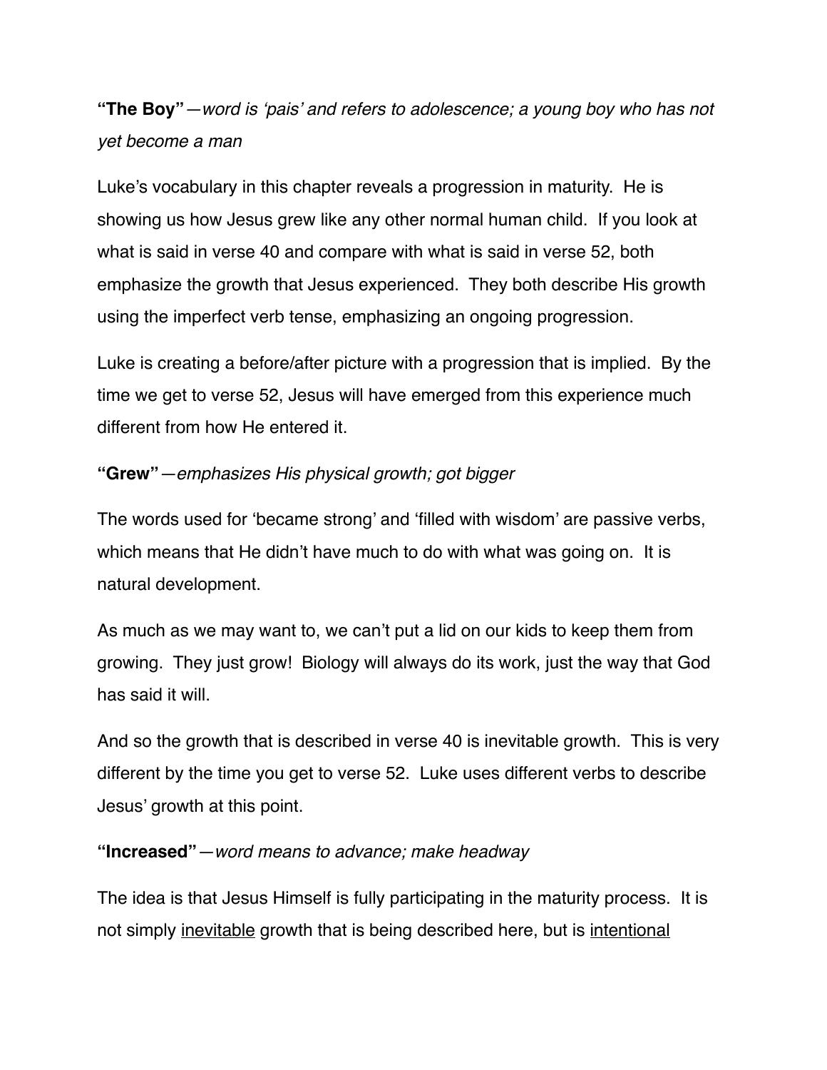**"The Boy"**—*word is 'pais' and refers to adolescence; a young boy who has not yet become a man*

Luke's vocabulary in this chapter reveals a progression in maturity. He is showing us how Jesus grew like any other normal human child. If you look at what is said in verse 40 and compare with what is said in verse 52, both emphasize the growth that Jesus experienced. They both describe His growth using the imperfect verb tense, emphasizing an ongoing progression.

Luke is creating a before/after picture with a progression that is implied. By the time we get to verse 52, Jesus will have emerged from this experience much different from how He entered it.

**"Grew"**—*emphasizes His physical growth; got bigger*

The words used for 'became strong' and 'filled with wisdom' are passive verbs, which means that He didn't have much to do with what was going on. It is natural development.

As much as we may want to, we can't put a lid on our kids to keep them from growing. They just grow! Biology will always do its work, just the way that God has said it will.

And so the growth that is described in verse 40 is inevitable growth. This is very different by the time you get to verse 52. Luke uses different verbs to describe Jesus' growth at this point.

**"Increased"**—*word means to advance; make headway*

The idea is that Jesus Himself is fully participating in the maturity process. It is not simply <u>inevitable</u> growth that is being described here, but is <u>intentional</u>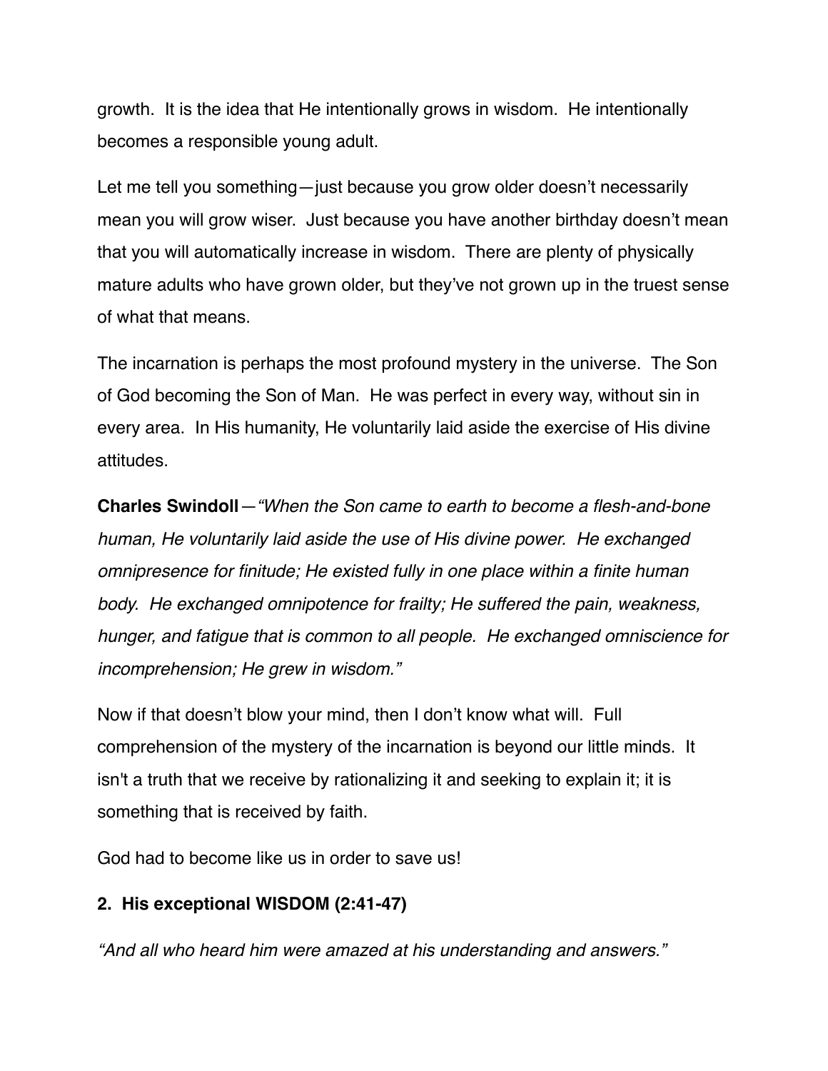growth. It is the idea that He intentionally grows in wisdom. He intentionally becomes a responsible young adult.

Let me tell you something—just because you grow older doesn't necessarily mean you will grow wiser. Just because you have another birthday doesn't mean that you will automatically increase in wisdom. There are plenty of physically mature adults who have grown older, but they've not grown up in the truest sense of what that means.

The incarnation is perhaps the most profound mystery in the universe. The Son of God becoming the Son of Man. He was perfect in every way, without sin in every area. In His humanity, He voluntarily laid aside the exercise of His divine attitudes.

**Charles Swindoll**—*"When the Son came to earth to become a flesh-and-bone human, He voluntarily laid aside the use of His divine power. He exchanged omnipresence for finitude; He existed fully in one place within a finite human body. He exchanged omnipotence for frailty; He suffered the pain, weakness, hunger, and fatigue that is common to all people. He exchanged omniscience for incomprehension; He grew in wisdom."*

Now if that doesn't blow your mind, then I don't know what will. Full comprehension of the mystery of the incarnation is beyond our little minds. It isn't a truth that we receive by rationalizing it and seeking to explain it; it is something that is received by faith.

God had to become like us in order to save us!

**2. His exceptional WISDOM (2:41-47)**

*"And all who heard him were amazed at his understanding and answers."*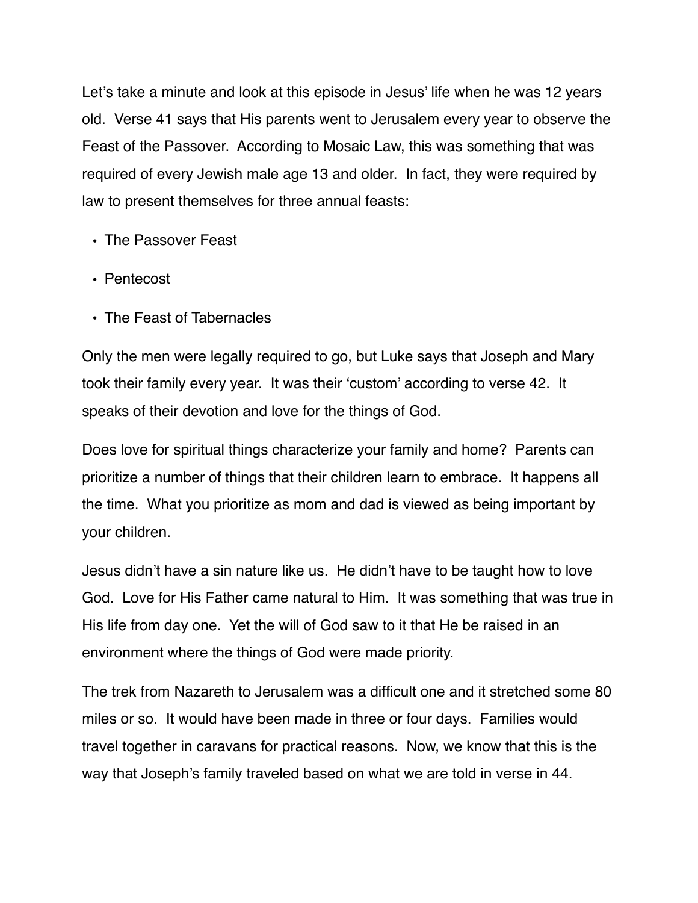Let's take a minute and look at this episode in Jesus' life when he was 12 years old. Verse 41 says that His parents went to Jerusalem every year to observe the Feast of the Passover. According to Mosaic Law, this was something that was required of every Jewish male age 13 and older. In fact, they were required by law to present themselves for three annual feasts:

- The Passover Feast
- Pentecost
- The Feast of Tabernacles

Only the men were legally required to go, but Luke says that Joseph and Mary took their family every year. It was their 'custom' according to verse 42. It speaks of their devotion and love for the things of God.

Does love for spiritual things characterize your family and home? Parents can prioritize a number of things that their children learn to embrace. It happens all the time. What you prioritize as mom and dad is viewed as being important by your children.

Jesus didn't have a sin nature like us. He didn't have to be taught how to love God. Love for His Father came natural to Him. It was something that was true in His life from day one. Yet the will of God saw to it that He be raised in an environment where the things of God were made priority.

The trek from Nazareth to Jerusalem was a difficult one and it stretched some 80 miles or so. It would have been made in three or four days. Families would travel together in caravans for practical reasons. Now, we know that this is the way that Joseph's family traveled based on what we are told in verse in 44.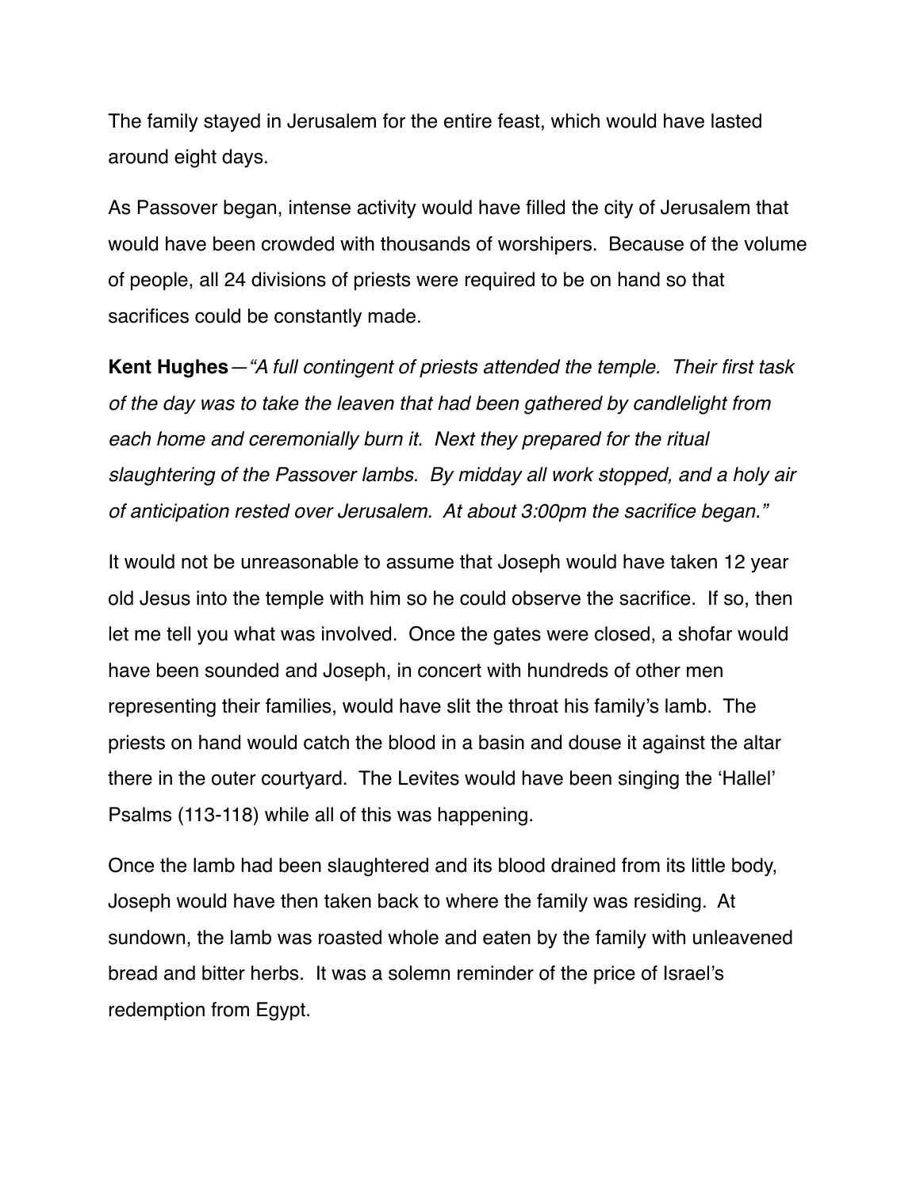The family stayed in Jerusalem for the entire feast, which would have lasted around eight days.

As Passover began, intense activity would have filled the city of Jerusalem that would have been crowded with thousands of worshipers. Because of the volume of people, all 24 divisions of priests were required to be on hand so that sacrifices could be constantly made.

**Kent Hughes**—*"A full contingent of priests attended the temple. Their first task of the day was to take the leaven that had been gathered by candlelight from each home and ceremonially burn it. Next they prepared for the ritual slaughtering of the Passover lambs. By midday all work stopped, and a holy air of anticipation rested over Jerusalem. At about 3:00pm the sacrifice began."*

It would not be unreasonable to assume that Joseph would have taken 12 year old Jesus into the temple with him so he could observe the sacrifice. If so, then let me tell you what was involved. Once the gates were closed, a shofar would have been sounded and Joseph, in concert with hundreds of other men representing their families, would have slit the throat his family's lamb. The priests on hand would catch the blood in a basin and douse it against the altar there in the outer courtyard. The Levites would have been singing the 'Hallel' Psalms (113-118) while all of this was happening.

Once the lamb had been slaughtered and its blood drained from its little body, Joseph would have then taken back to where the family was residing. At sundown, the lamb was roasted whole and eaten by the family with unleavened bread and bitter herbs. It was a solemn reminder of the price of Israel's redemption from Egypt.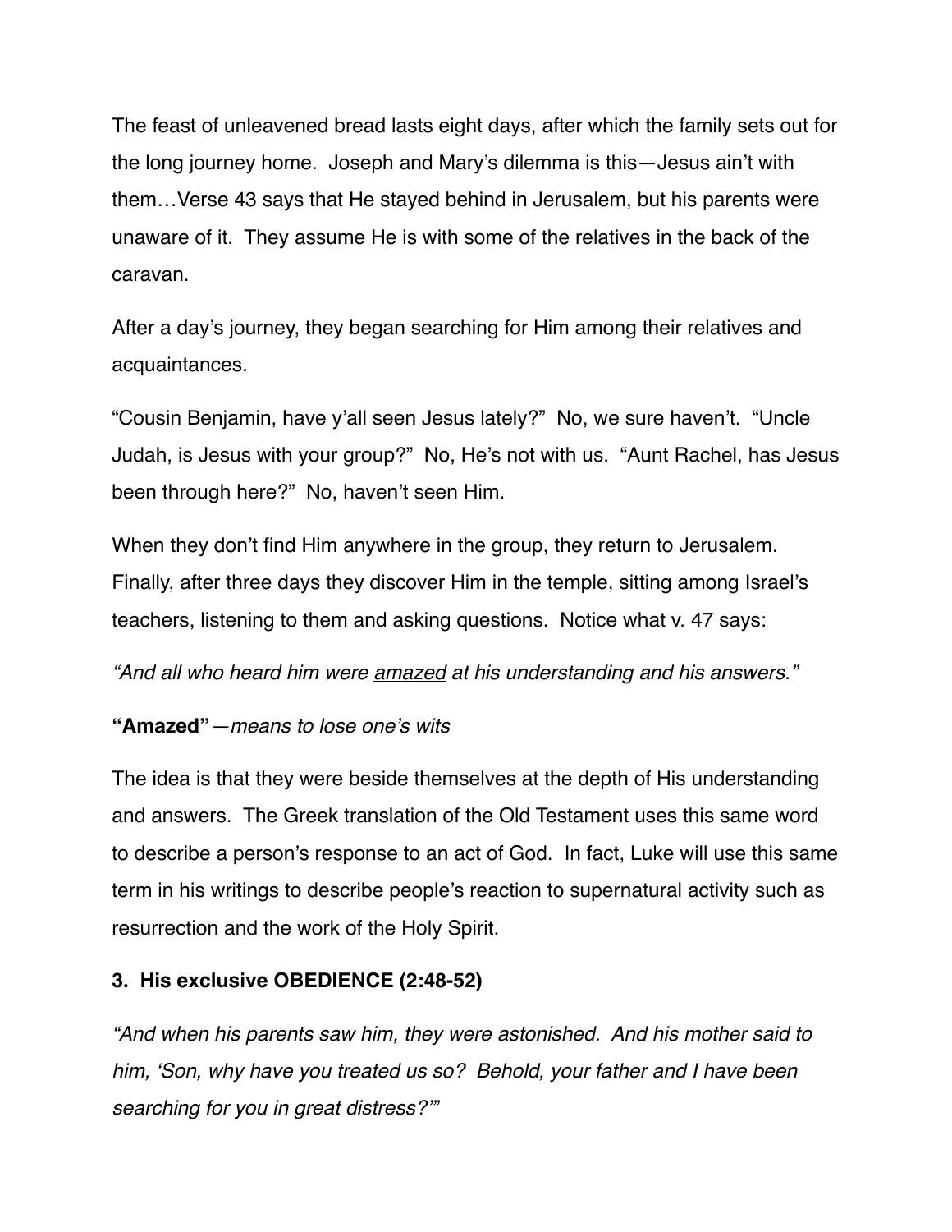The feast of unleavened bread lasts eight days, after which the family sets out for the long journey home. Joseph and Mary's dilemma is this—Jesus ain't with them…Verse 43 says that He stayed behind in Jerusalem, but his parents were unaware of it. They assume He is with some of the relatives in the back of the caravan.

After a day's journey, they began searching for Him among their relatives and acquaintances.

"Cousin Benjamin, have y'all seen Jesus lately?" No, we sure haven't. "Uncle Judah, is Jesus with your group?" No, He's not with us. "Aunt Rachel, has Jesus been through here?" No, haven't seen Him.

When they don't find Him anywhere in the group, they return to Jerusalem. Finally, after three days they discover Him in the temple, sitting among Israel's teachers, listening to them and asking questions. Notice what v. 47 says:

*"And all who heard him were <u>amazed</u> at his understanding and his answers."*

**"Amazed"**—*means to lose one's wits*

The idea is that they were beside themselves at the depth of His understanding and answers. The Greek translation of the Old Testament uses this same word to describe a person's response to an act of God. In fact, Luke will use this same term in his writings to describe people's reaction to supernatural activity such as resurrection and the work of the Holy Spirit.

**3. His exclusive OBEDIENCE (2:48-52)**

*"And when his parents saw him, they were astonished. And his mother said to him, 'Son, why have you treated us so? Behold, your father and I have been searching for you in great distress?'"*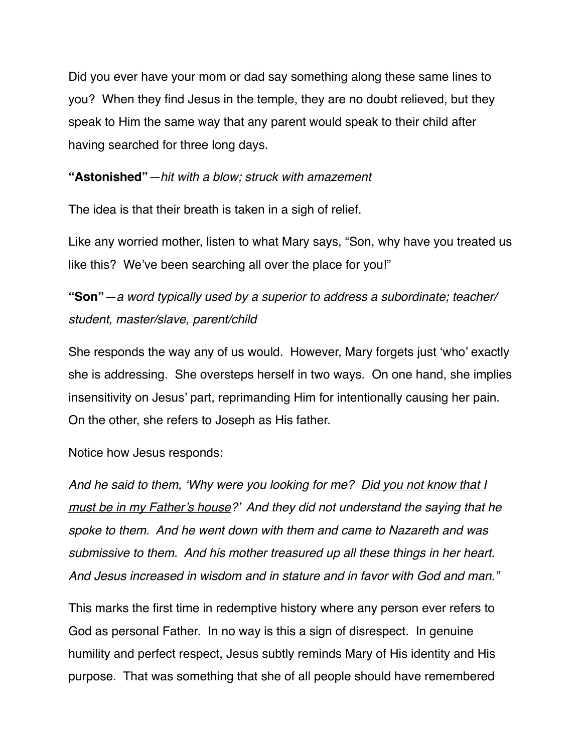Did you ever have your mom or dad say something along these same lines to you? When they find Jesus in the temple, they are no doubt relieved, but they speak to Him the same way that any parent would speak to their child after having searched for three long days.

**"Astonished"**—*hit with a blow; struck with amazement*

The idea is that their breath is taken in a sigh of relief.

Like any worried mother, listen to what Mary says, "Son, why have you treated us like this? We've been searching all over the place for you!"

**"Son"**—*a word typically used by a superior to address a subordinate; teacher/student, master/slave, parent/child*

She responds the way any of us would. However, Mary forgets just 'who' exactly she is addressing. She oversteps herself in two ways. On one hand, she implies insensitivity on Jesus' part, reprimanding Him for intentionally causing her pain. On the other, she refers to Joseph as His father.

Notice how Jesus responds:

*And he said to them, 'Why were you looking for me? <u>Did you not know that I must be in my Father's house</u>?' And they did not understand the saying that he spoke to them. And he went down with them and came to Nazareth and was submissive to them. And his mother treasured up all these things in her heart. And Jesus increased in wisdom and in stature and in favor with God and man."*

This marks the first time in redemptive history where any person ever refers to God as personal Father. In no way is this a sign of disrespect. In genuine humility and perfect respect, Jesus subtly reminds Mary of His identity and His purpose. That was something that she of all people should have remembered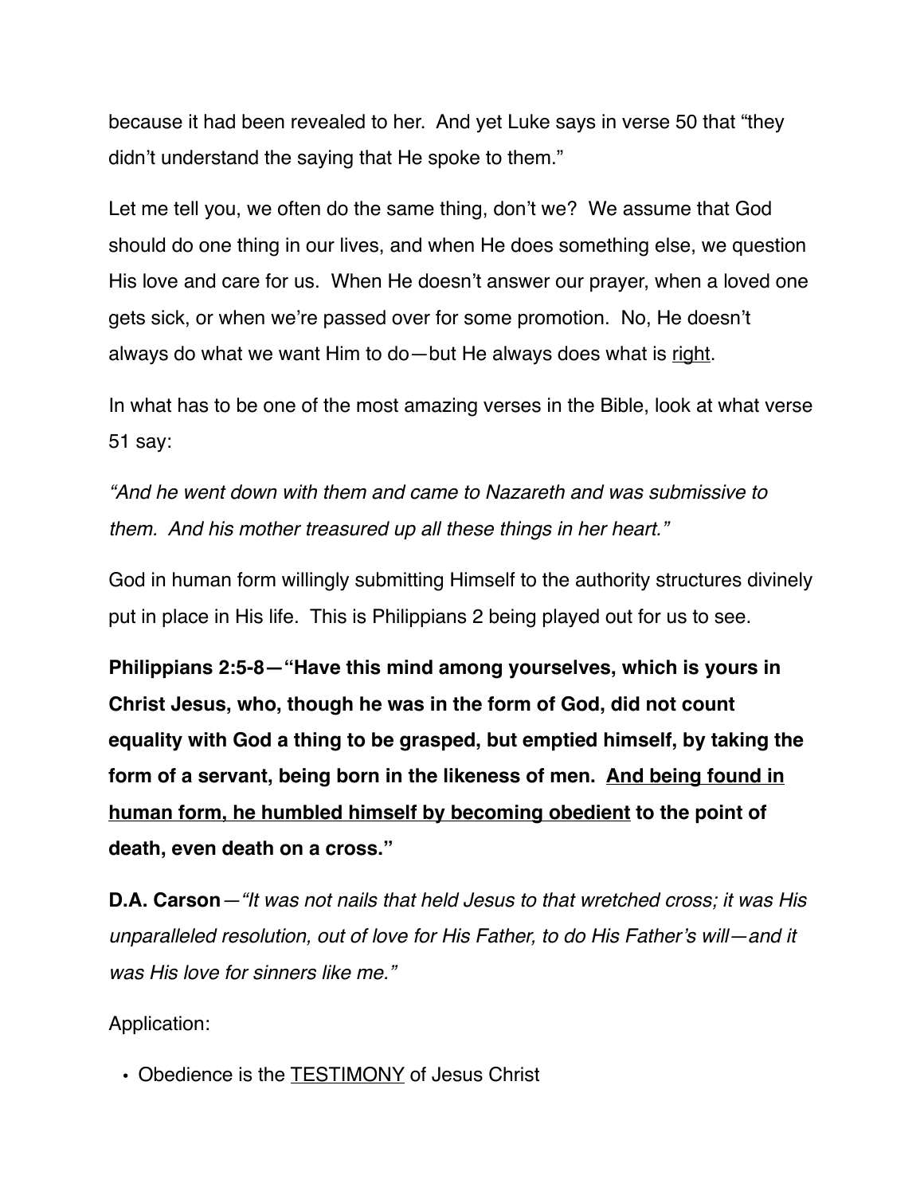because it had been revealed to her. And yet Luke says in verse 50 that "they didn't understand the saying that He spoke to them."

Let me tell you, we often do the same thing, don't we? We assume that God should do one thing in our lives, and when He does something else, we question His love and care for us. When He doesn't answer our prayer, when a loved one gets sick, or when we're passed over for some promotion. No, He doesn't always do what we want Him to do—but He always does what is <u>right</u>.

In what has to be one of the most amazing verses in the Bible, look at what verse 51 say:

*"And he went down with them and came to Nazareth and was submissive to them. And his mother treasured up all these things in her heart."*

God in human form willingly submitting Himself to the authority structures divinely put in place in His life. This is Philippians 2 being played out for us to see.

**Philippians 2:5-8—"Have this mind among yourselves, which is yours in Christ Jesus, who, though he was in the form of God, did not count equality with God a thing to be grasped, but emptied himself, by taking the form of a servant, being born in the likeness of men. <u>And being found in human form, he humbled himself by becoming obedient</u> to the point of death, even death on a cross."**

**D.A. Carson**—*"It was not nails that held Jesus to that wretched cross; it was His unparalleled resolution, out of love for His Father, to do His Father's will—and it was His love for sinners like me."*

Application:

- Obedience is the <u>TESTIMONY</u> of Jesus Christ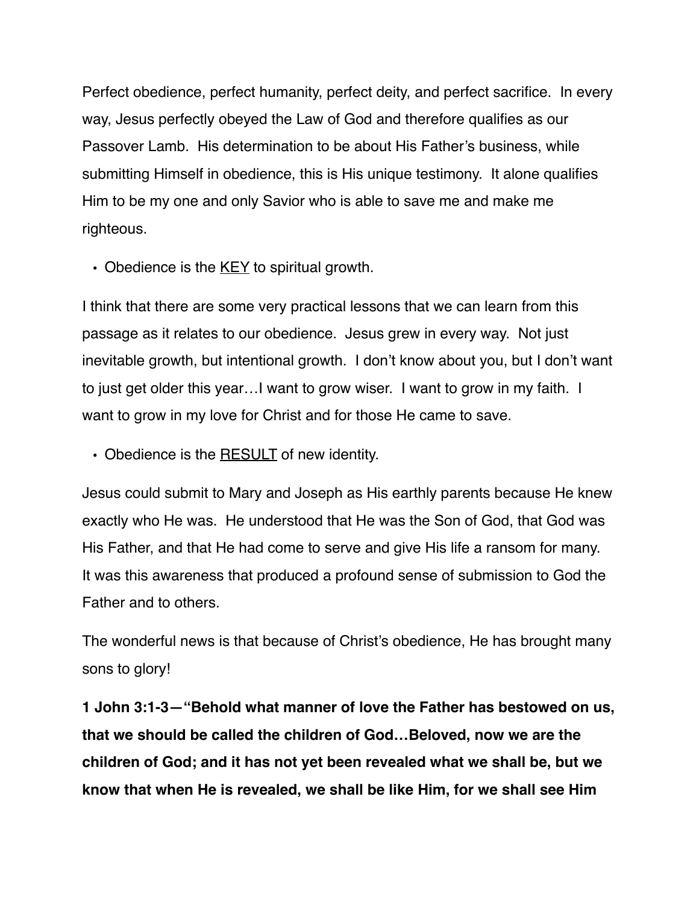Perfect obedience, perfect humanity, perfect deity, and perfect sacrifice. In every way, Jesus perfectly obeyed the Law of God and therefore qualifies as our Passover Lamb. His determination to be about His Father's business, while submitting Himself in obedience, this is His unique testimony. It alone qualifies Him to be my one and only Savior who is able to save me and make me righteous.

- Obedience is the <u>KEY</u> to spiritual growth.

I think that there are some very practical lessons that we can learn from this passage as it relates to our obedience. Jesus grew in every way. Not just inevitable growth, but intentional growth. I don't know about you, but I don't want to just get older this year…I want to grow wiser. I want to grow in my faith. I want to grow in my love for Christ and for those He came to save.

- Obedience is the <u>RESULT</u> of new identity.

Jesus could submit to Mary and Joseph as His earthly parents because He knew exactly who He was. He understood that He was the Son of God, that God was His Father, and that He had come to serve and give His life a ransom for many. It was this awareness that produced a profound sense of submission to God the Father and to others.

The wonderful news is that because of Christ's obedience, He has brought many sons to glory!

**1 John 3:1-3—"Behold what manner of love the Father has bestowed on us, that we should be called the children of God…Beloved, now we are the children of God; and it has not yet been revealed what we shall be, but we know that when He is revealed, we shall be like Him, for we shall see Him**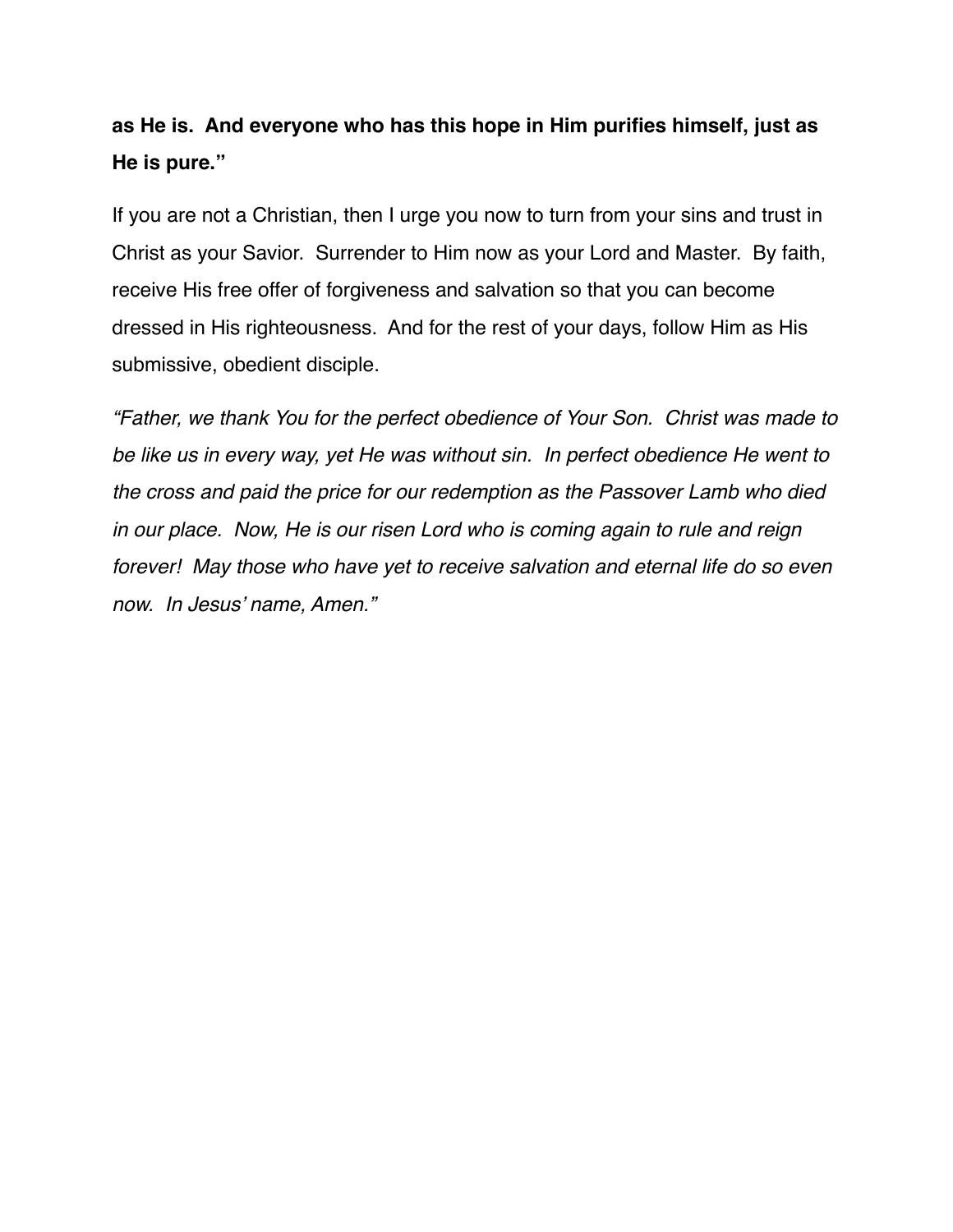**as He is. And everyone who has this hope in Him purifies himself, just as He is pure."**

If you are not a Christian, then I urge you now to turn from your sins and trust in Christ as your Savior. Surrender to Him now as your Lord and Master. By faith, receive His free offer of forgiveness and salvation so that you can become dressed in His righteousness. And for the rest of your days, follow Him as His submissive, obedient disciple.

*"Father, we thank You for the perfect obedience of Your Son. Christ was made to be like us in every way, yet He was without sin. In perfect obedience He went to the cross and paid the price for our redemption as the Passover Lamb who died in our place. Now, He is our risen Lord who is coming again to rule and reign forever! May those who have yet to receive salvation and eternal life do so even now. In Jesus' name, Amen."*